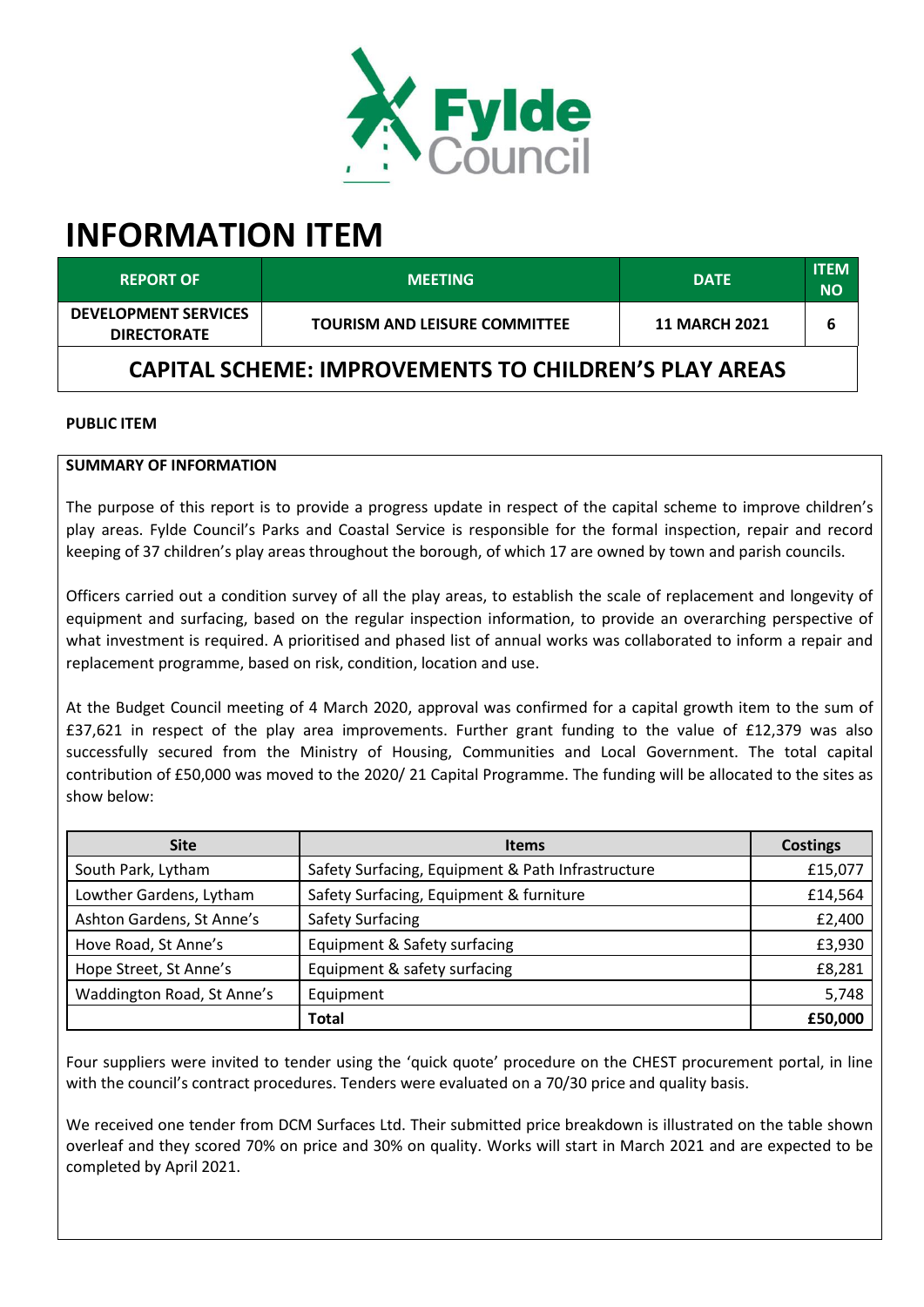# INFORMATION ITEM

| REPORT OF | MEETING | DATE | ITEM NO |
|---|---|---|---|
| DEVELOPMENT SERVICES DIRECTORATE | TOURISM AND LEISURE COMMITTEE | 11 MARCH 2021 | 6 |

## CAPITAL SCHEME: IMPROVEMENTS TO CHILDREN'S PLAY AREAS

**PUBLIC ITEM**

**SUMMARY OF INFORMATION**

The purpose of this report is to provide a progress update in respect of the capital scheme to improve children's play areas. Fylde Council's Parks and Coastal Service is responsible for the formal inspection, repair and record keeping of 37 children's play areas throughout the borough, of which 17 are owned by town and parish councils.

Officers carried out a condition survey of all the play areas, to establish the scale of replacement and longevity of equipment and surfacing, based on the regular inspection information, to provide an overarching perspective of what investment is required. A prioritised and phased list of annual works was collaborated to inform a repair and replacement programme, based on risk, condition, location and use.

At the Budget Council meeting of 4 March 2020, approval was confirmed for a capital growth item to the sum of £37,621 in respect of the play area improvements. Further grant funding to the value of £12,379 was also successfully secured from the Ministry of Housing, Communities and Local Government. The total capital contribution of £50,000 was moved to the 2020/ 21 Capital Programme. The funding will be allocated to the sites as show below:

| Site | Items | Costings |
|---|---|---|
| South Park, Lytham | Safety Surfacing, Equipment & Path Infrastructure | £15,077 |
| Lowther Gardens, Lytham | Safety Surfacing, Equipment & furniture | £14,564 |
| Ashton Gardens, St Anne's | Safety Surfacing | £2,400 |
| Hove Road, St Anne's | Equipment & Safety surfacing | £3,930 |
| Hope Street, St Anne's | Equipment & safety surfacing | £8,281 |
| Waddington Road, St Anne's | Equipment | 5,748 |
| | **Total** | **£50,000** |

Four suppliers were invited to tender using the 'quick quote' procedure on the CHEST procurement portal, in line with the council's contract procedures. Tenders were evaluated on a 70/30 price and quality basis.

We received one tender from DCM Surfaces Ltd. Their submitted price breakdown is illustrated on the table shown overleaf and they scored 70% on price and 30% on quality. Works will start in March 2021 and are expected to be completed by April 2021.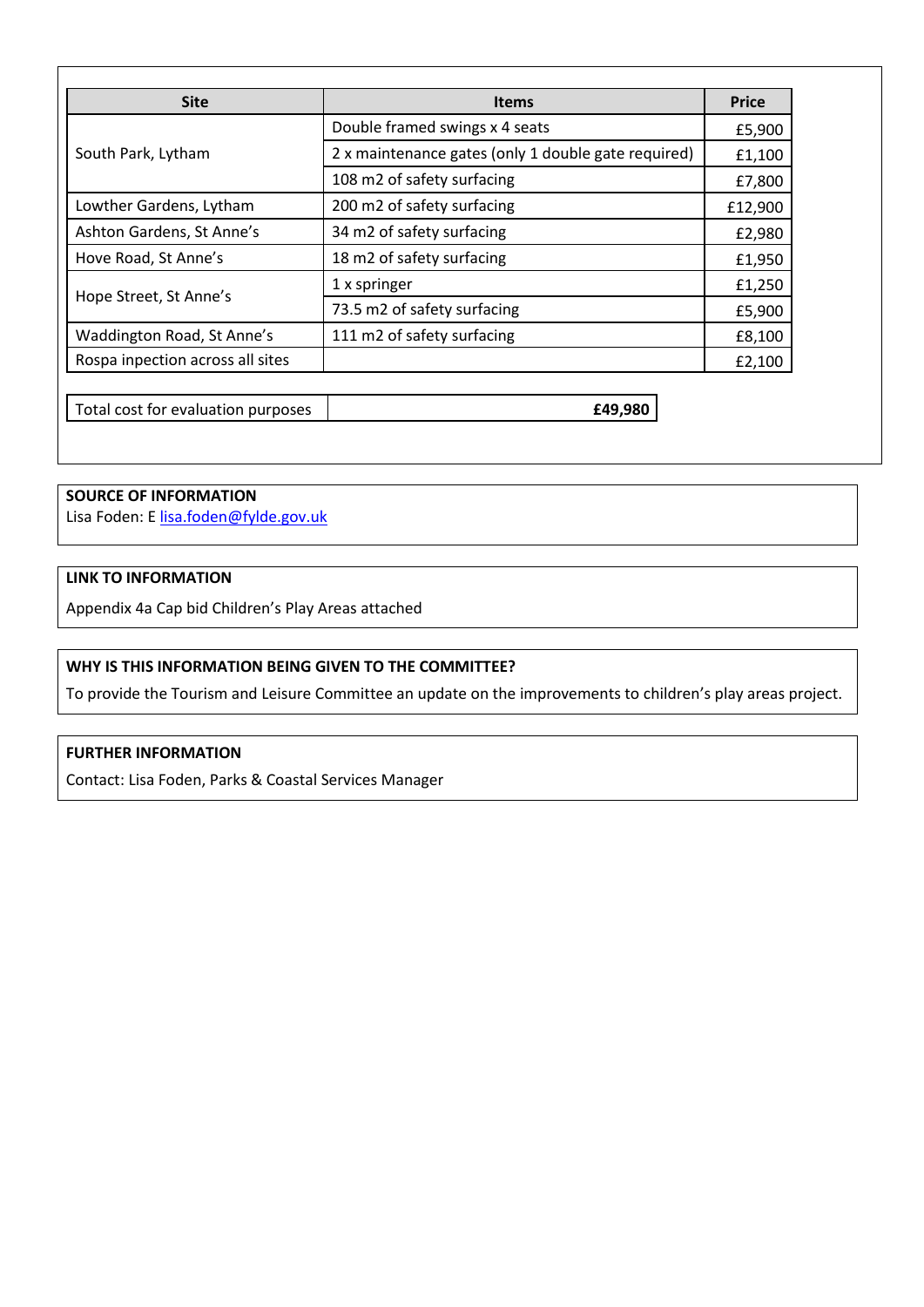| Site | Items | Price |
|---|---|---|
| South Park, Lytham | Double framed swings x 4 seats | £5,900 |
| | 2 x maintenance gates (only 1 double gate required) | £1,100 |
| | 108 m2 of safety surfacing | £7,800 |
| Lowther Gardens, Lytham | 200 m2 of safety surfacing | £12,900 |
| Ashton Gardens, St Anne's | 34 m2 of safety surfacing | £2,980 |
| Hove Road, St Anne's | 18 m2 of safety surfacing | £1,950 |
| Hope Street, St Anne's | 1 x springer | £1,250 |
| | 73.5 m2 of safety surfacing | £5,900 |
| Waddington Road, St Anne's | 111 m2 of safety surfacing | £8,100 |
| Rospa inpection across all sites | | £2,100 |

| Total cost for evaluation purposes | **£49,980** |
|---|---|

**SOURCE OF INFORMATION**

Lisa Foden: E lisa.foden@fylde.gov.uk

**LINK TO INFORMATION**

Appendix 4a Cap bid Children's Play Areas attached

**WHY IS THIS INFORMATION BEING GIVEN TO THE COMMITTEE?**

To provide the Tourism and Leisure Committee an update on the improvements to children's play areas project.

**FURTHER INFORMATION**

Contact: Lisa Foden, Parks & Coastal Services Manager